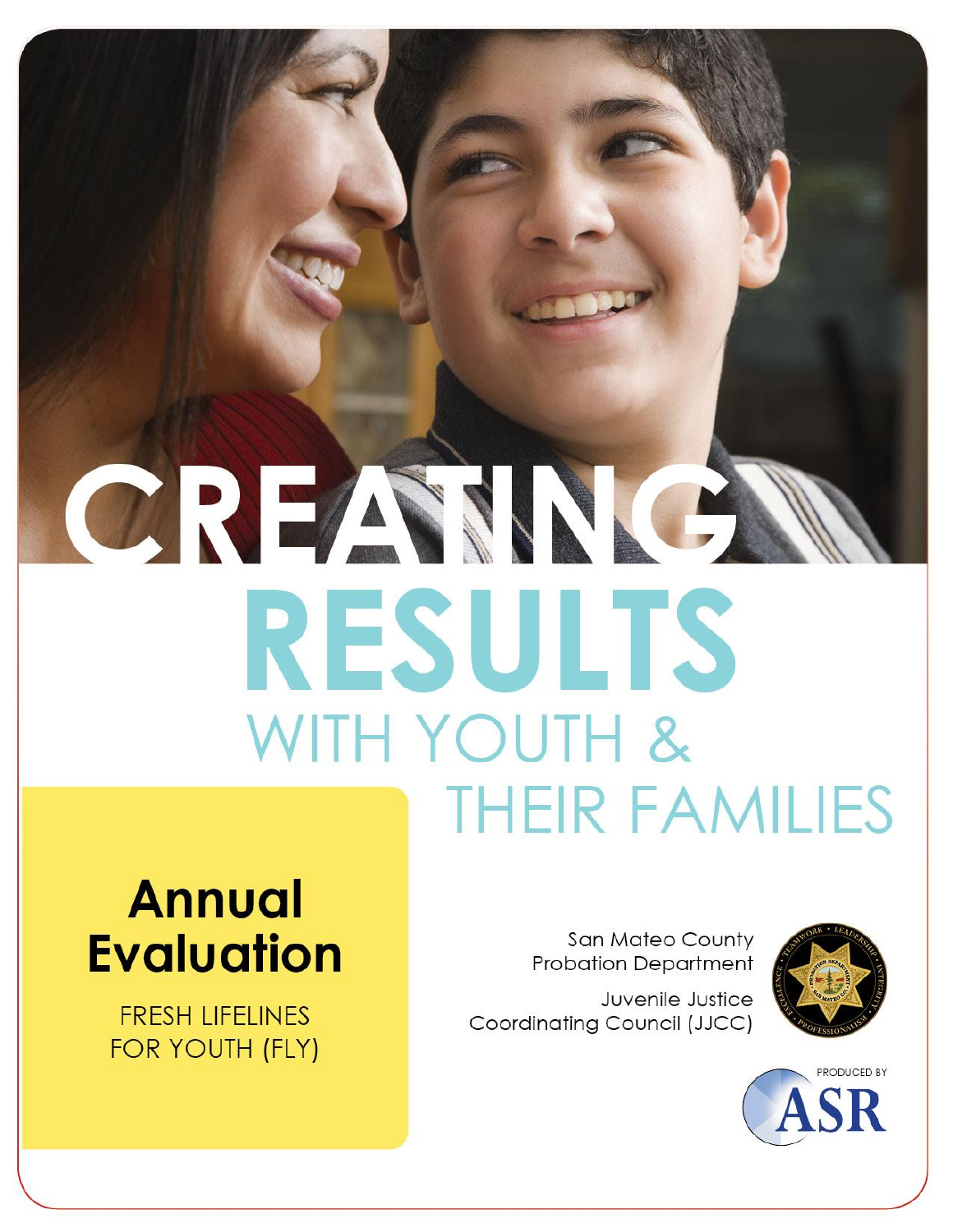# CREATING RESULTS WITH YOUTH & THEIR FAMILIES

## Annual Evaluation

FRESH LIFELINES FOR YOUTH (FLY)

San Mateo County Probation Department

Juvenile Justice Coordinating Council (JJCC)

PRODUCED BY ASR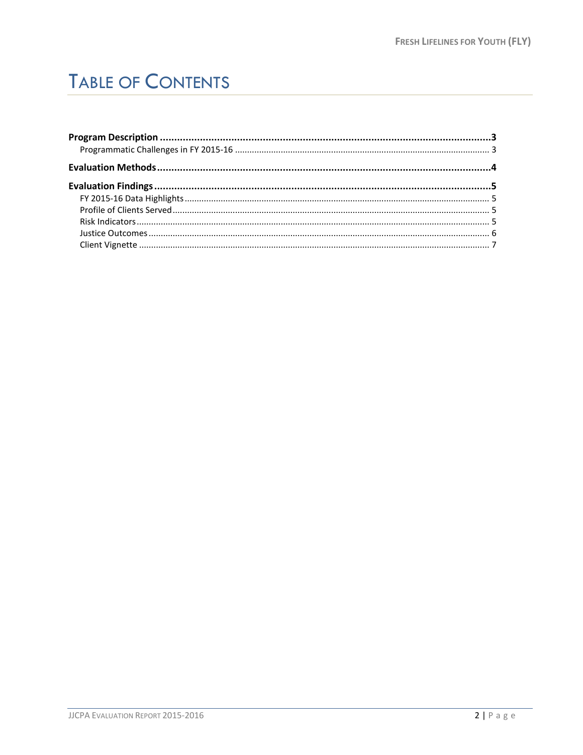# TABLE OF CONTENTS

**Program Description** ........................................................................................................**3**

Programmatic Challenges in FY 2015-16 ........................................................................................ 3

**Evaluation Methods** ...........................................................................................................**4**

**Evaluation Findings** ..........................................................................................................**5**

FY 2015-16 Data Highlights ............................................................................................................ 5

Profile of Clients Served ................................................................................................................. 5

Risk Indicators ................................................................................................................................ 5

Justice Outcomes ............................................................................................................................ 6

Client Vignette ................................................................................................................................ 7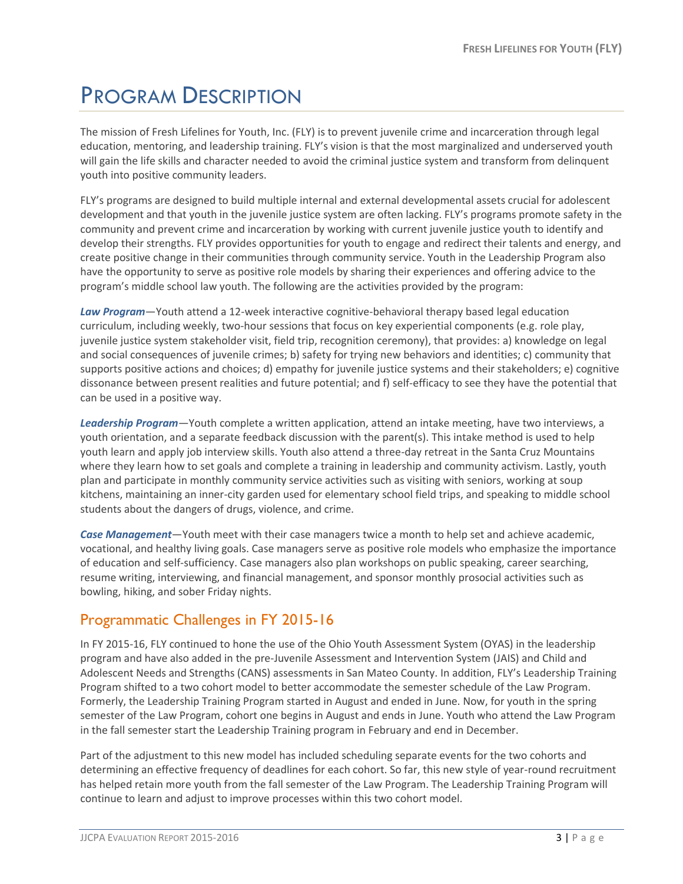# Program Description

The mission of Fresh Lifelines for Youth, Inc. (FLY) is to prevent juvenile crime and incarceration through legal education, mentoring, and leadership training. FLY's vision is that the most marginalized and underserved youth will gain the life skills and character needed to avoid the criminal justice system and transform from delinquent youth into positive community leaders.

FLY's programs are designed to build multiple internal and external developmental assets crucial for adolescent development and that youth in the juvenile justice system are often lacking. FLY's programs promote safety in the community and prevent crime and incarceration by working with current juvenile justice youth to identify and develop their strengths. FLY provides opportunities for youth to engage and redirect their talents and energy, and create positive change in their communities through community service. Youth in the Leadership Program also have the opportunity to serve as positive role models by sharing their experiences and offering advice to the program's middle school law youth. The following are the activities provided by the program:

***Law Program***—Youth attend a 12-week interactive cognitive-behavioral therapy based legal education curriculum, including weekly, two-hour sessions that focus on key experiential components (e.g. role play, juvenile justice system stakeholder visit, field trip, recognition ceremony), that provides: a) knowledge on legal and social consequences of juvenile crimes; b) safety for trying new behaviors and identities; c) community that supports positive actions and choices; d) empathy for juvenile justice systems and their stakeholders; e) cognitive dissonance between present realities and future potential; and f) self-efficacy to see they have the potential that can be used in a positive way.

***Leadership Program***—Youth complete a written application, attend an intake meeting, have two interviews, a youth orientation, and a separate feedback discussion with the parent(s). This intake method is used to help youth learn and apply job interview skills. Youth also attend a three-day retreat in the Santa Cruz Mountains where they learn how to set goals and complete a training in leadership and community activism. Lastly, youth plan and participate in monthly community service activities such as visiting with seniors, working at soup kitchens, maintaining an inner-city garden used for elementary school field trips, and speaking to middle school students about the dangers of drugs, violence, and crime.

***Case Management***—Youth meet with their case managers twice a month to help set and achieve academic, vocational, and healthy living goals. Case managers serve as positive role models who emphasize the importance of education and self-sufficiency. Case managers also plan workshops on public speaking, career searching, resume writing, interviewing, and financial management, and sponsor monthly prosocial activities such as bowling, hiking, and sober Friday nights.

## Programmatic Challenges in FY 2015-16

In FY 2015-16, FLY continued to hone the use of the Ohio Youth Assessment System (OYAS) in the leadership program and have also added in the pre-Juvenile Assessment and Intervention System (JAIS) and Child and Adolescent Needs and Strengths (CANS) assessments in San Mateo County. In addition, FLY's Leadership Training Program shifted to a two cohort model to better accommodate the semester schedule of the Law Program. Formerly, the Leadership Training Program started in August and ended in June. Now, for youth in the spring semester of the Law Program, cohort one begins in August and ends in June. Youth who attend the Law Program in the fall semester start the Leadership Training program in February and end in December.

Part of the adjustment to this new model has included scheduling separate events for the two cohorts and determining an effective frequency of deadlines for each cohort. So far, this new style of year-round recruitment has helped retain more youth from the fall semester of the Law Program. The Leadership Training Program will continue to learn and adjust to improve processes within this two cohort model.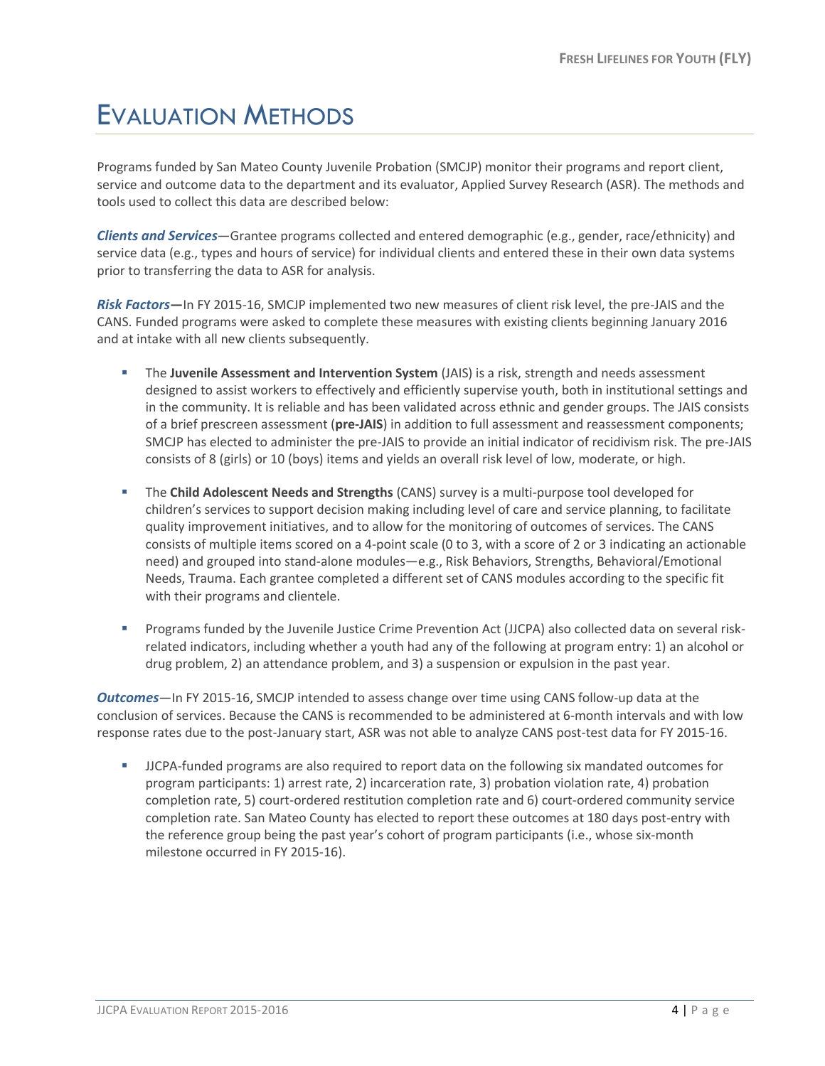# Evaluation Methods

Programs funded by San Mateo County Juvenile Probation (SMCJP) monitor their programs and report client, service and outcome data to the department and its evaluator, Applied Survey Research (ASR). The methods and tools used to collect this data are described below:

***Clients and Services***—Grantee programs collected and entered demographic (e.g., gender, race/ethnicity) and service data (e.g., types and hours of service) for individual clients and entered these in their own data systems prior to transferring the data to ASR for analysis.

***Risk Factors*—**In FY 2015-16, SMCJP implemented two new measures of client risk level, the pre-JAIS and the CANS. Funded programs were asked to complete these measures with existing clients beginning January 2016 and at intake with all new clients subsequently.

- The **Juvenile Assessment and Intervention System** (JAIS) is a risk, strength and needs assessment designed to assist workers to effectively and efficiently supervise youth, both in institutional settings and in the community. It is reliable and has been validated across ethnic and gender groups. The JAIS consists of a brief prescreen assessment (**pre-JAIS**) in addition to full assessment and reassessment components; SMCJP has elected to administer the pre-JAIS to provide an initial indicator of recidivism risk. The pre-JAIS consists of 8 (girls) or 10 (boys) items and yields an overall risk level of low, moderate, or high.
- The **Child Adolescent Needs and Strengths** (CANS) survey is a multi-purpose tool developed for children's services to support decision making including level of care and service planning, to facilitate quality improvement initiatives, and to allow for the monitoring of outcomes of services. The CANS consists of multiple items scored on a 4-point scale (0 to 3, with a score of 2 or 3 indicating an actionable need) and grouped into stand-alone modules—e.g., Risk Behaviors, Strengths, Behavioral/Emotional Needs, Trauma. Each grantee completed a different set of CANS modules according to the specific fit with their programs and clientele.
- Programs funded by the Juvenile Justice Crime Prevention Act (JJCPA) also collected data on several risk-related indicators, including whether a youth had any of the following at program entry: 1) an alcohol or drug problem, 2) an attendance problem, and 3) a suspension or expulsion in the past year.

***Outcomes***—In FY 2015-16, SMCJP intended to assess change over time using CANS follow-up data at the conclusion of services. Because the CANS is recommended to be administered at 6-month intervals and with low response rates due to the post-January start, ASR was not able to analyze CANS post-test data for FY 2015-16.

- JJCPA-funded programs are also required to report data on the following six mandated outcomes for program participants: 1) arrest rate, 2) incarceration rate, 3) probation violation rate, 4) probation completion rate, 5) court-ordered restitution completion rate and 6) court-ordered community service completion rate. San Mateo County has elected to report these outcomes at 180 days post-entry with the reference group being the past year's cohort of program participants (i.e., whose six-month milestone occurred in FY 2015-16).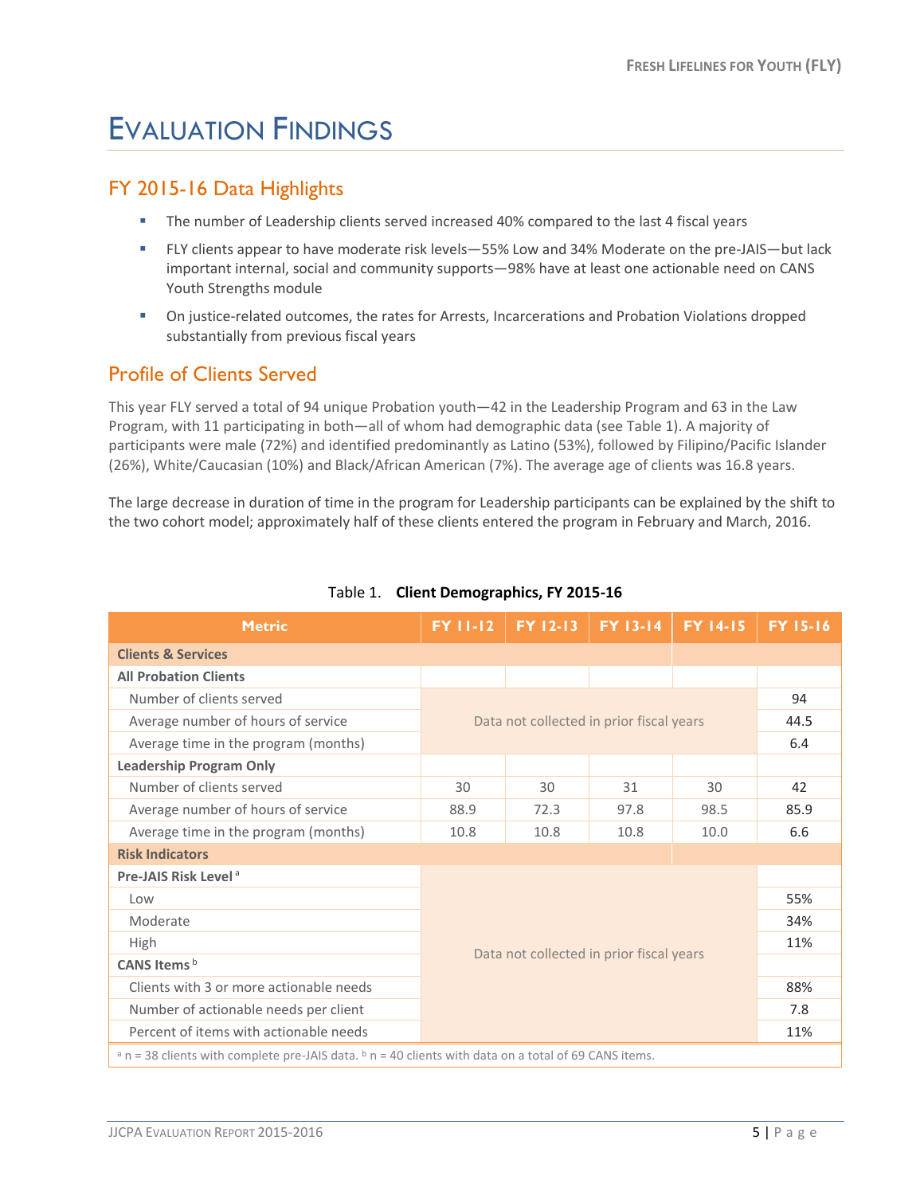# Evaluation Findings

## FY 2015-16 Data Highlights

- The number of Leadership clients served increased 40% compared to the last 4 fiscal years
- FLY clients appear to have moderate risk levels—55% Low and 34% Moderate on the pre-JAIS—but lack important internal, social and community supports—98% have at least one actionable need on CANS Youth Strengths module
- On justice-related outcomes, the rates for Arrests, Incarcerations and Probation Violations dropped substantially from previous fiscal years

## Profile of Clients Served

This year FLY served a total of 94 unique Probation youth—42 in the Leadership Program and 63 in the Law Program, with 11 participating in both—all of whom had demographic data (see Table 1). A majority of participants were male (72%) and identified predominantly as Latino (53%), followed by Filipino/Pacific Islander (26%), White/Caucasian (10%) and Black/African American (7%). The average age of clients was 16.8 years.

The large decrease in duration of time in the program for Leadership participants can be explained by the shift to the two cohort model; approximately half of these clients entered the program in February and March, 2016.

Table 1. **Client Demographics, FY 2015-16**

| Metric | FY 11-12 | FY 12-13 | FY 13-14 | FY 14-15 | FY 15-16 |
|---|---|---|---|---|---|
| **Clients & Services** | | | | | |
| **All Probation Clients** | | | | | |
| Number of clients served | Data not collected in prior fiscal years | | | | 94 |
| Average number of hours of service | | | | | 44.5 |
| Average time in the program (months) | | | | | 6.4 |
| **Leadership Program Only** | | | | | |
| Number of clients served | 30 | 30 | 31 | 30 | 42 |
| Average number of hours of service | 88.9 | 72.3 | 97.8 | 98.5 | 85.9 |
| Average time in the program (months) | 10.8 | 10.8 | 10.8 | 10.0 | 6.6 |
| **Risk Indicators** | | | | | |
| **Pre-JAIS Risk Level** [a] | Data not collected in prior fiscal years | | | | |
| Low | | | | | 55% |
| Moderate | | | | | 34% |
| High | | | | | 11% |
| **CANS Items** [b] | | | | | |
| Clients with 3 or more actionable needs | | | | | 88% |
| Number of actionable needs per client | | | | | 7.8 |
| Percent of items with actionable needs | | | | | 11% |

[a] n = 38 clients with complete pre-JAIS data. [b] n = 40 clients with data on a total of 69 CANS items.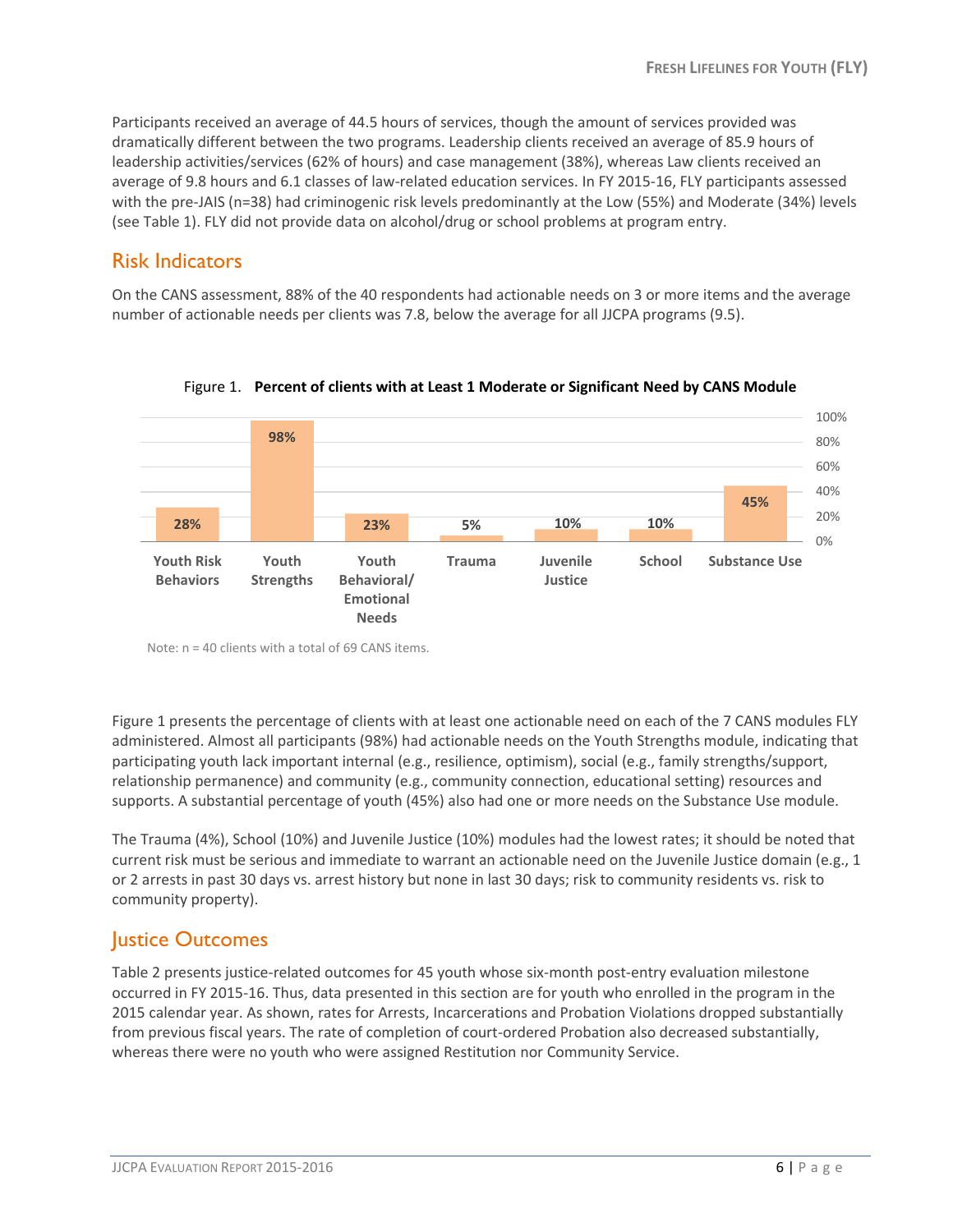Participants received an average of 44.5 hours of services, though the amount of services provided was dramatically different between the two programs. Leadership clients received an average of 85.9 hours of leadership activities/services (62% of hours) and case management (38%), whereas Law clients received an average of 9.8 hours and 6.1 classes of law-related education services. In FY 2015-16, FLY participants assessed with the pre-JAIS (n=38) had criminogenic risk levels predominantly at the Low (55%) and Moderate (34%) levels (see Table 1). FLY did not provide data on alcohol/drug or school problems at program entry.

## Risk Indicators

On the CANS assessment, 88% of the 40 respondents had actionable needs on 3 or more items and the average number of actionable needs per clients was 7.8, below the average for all JJCPA programs (9.5).

Figure 1. **Percent of clients with at Least 1 Moderate or Significant Need by CANS Module**

| Youth Risk Behaviors | Youth Strengths | Youth Behavioral/ Emotional Needs | Trauma | Juvenile Justice | School | Substance Use |
|---|---|---|---|---|---|---|
| 28% | 98% | 23% | 5% | 10% | 10% | 45% |

Note: n = 40 clients with a total of 69 CANS items.

Figure 1 presents the percentage of clients with at least one actionable need on each of the 7 CANS modules FLY administered. Almost all participants (98%) had actionable needs on the Youth Strengths module, indicating that participating youth lack important internal (e.g., resilience, optimism), social (e.g., family strengths/support, relationship permanence) and community (e.g., community connection, educational setting) resources and supports. A substantial percentage of youth (45%) also had one or more needs on the Substance Use module.

The Trauma (4%), School (10%) and Juvenile Justice (10%) modules had the lowest rates; it should be noted that current risk must be serious and immediate to warrant an actionable need on the Juvenile Justice domain (e.g., 1 or 2 arrests in past 30 days vs. arrest history but none in last 30 days; risk to community residents vs. risk to community property).

## Justice Outcomes

Table 2 presents justice-related outcomes for 45 youth whose six-month post-entry evaluation milestone occurred in FY 2015-16. Thus, data presented in this section are for youth who enrolled in the program in the 2015 calendar year. As shown, rates for Arrests, Incarcerations and Probation Violations dropped substantially from previous fiscal years. The rate of completion of court-ordered Probation also decreased substantially, whereas there were no youth who were assigned Restitution nor Community Service.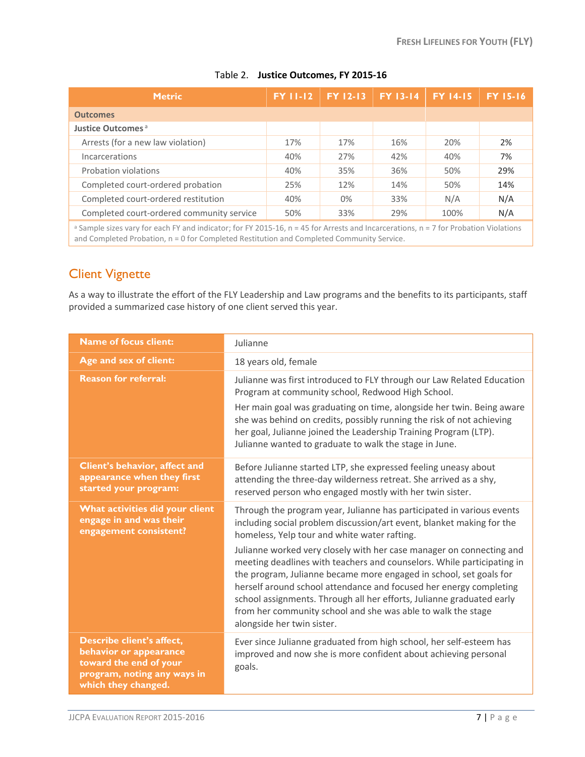Table 2. **Justice Outcomes, FY 2015-16**

| Metric | FY 11-12 | FY 12-13 | FY 13-14 | FY 14-15 | FY 15-16 |
|---|---|---|---|---|---|
| **Outcomes** | | | | | |
| **Justice Outcomes** [a] | | | | | |
| Arrests (for a new law violation) | 17% | 17% | 16% | 20% | 2% |
| Incarcerations | 40% | 27% | 42% | 40% | 7% |
| Probation violations | 40% | 35% | 36% | 50% | 29% |
| Completed court-ordered probation | 25% | 12% | 14% | 50% | 14% |
| Completed court-ordered restitution | 40% | 0% | 33% | N/A | N/A |
| Completed court-ordered community service | 50% | 33% | 29% | 100% | N/A |

[a] Sample sizes vary for each FY and indicator; for FY 2015-16, n = 45 for Arrests and Incarcerations, n = 7 for Probation Violations and Completed Probation, n = 0 for Completed Restitution and Completed Community Service.

## Client Vignette

As a way to illustrate the effort of the FLY Leadership and Law programs and the benefits to its participants, staff provided a summarized case history of one client served this year.

| | |
|---|---|
| **Name of focus client:** | Julianne |
| **Age and sex of client:** | 18 years old, female |
| **Reason for referral:** | Julianne was first introduced to FLY through our Law Related Education Program at community school, Redwood High School.<br><br>Her main goal was graduating on time, alongside her twin. Being aware she was behind on credits, possibly running the risk of not achieving her goal, Julianne joined the Leadership Training Program (LTP). Julianne wanted to graduate to walk the stage in June. |
| **Client's behavior, affect and appearance when they first started your program:** | Before Julianne started LTP, she expressed feeling uneasy about attending the three-day wilderness retreat. She arrived as a shy, reserved person who engaged mostly with her twin sister. |
| **What activities did your client engage in and was their engagement consistent?** | Through the program year, Julianne has participated in various events including social problem discussion/art event, blanket making for the homeless, Yelp tour and white water rafting.<br><br>Julianne worked very closely with her case manager on connecting and meeting deadlines with teachers and counselors. While participating in the program, Julianne became more engaged in school, set goals for herself around school attendance and focused her energy completing school assignments. Through all her efforts, Julianne graduated early from her community school and she was able to walk the stage alongside her twin sister. |
| **Describe client's affect, behavior or appearance toward the end of your program, noting any ways in which they changed.** | Ever since Julianne graduated from high school, her self-esteem has improved and now she is more confident about achieving personal goals. |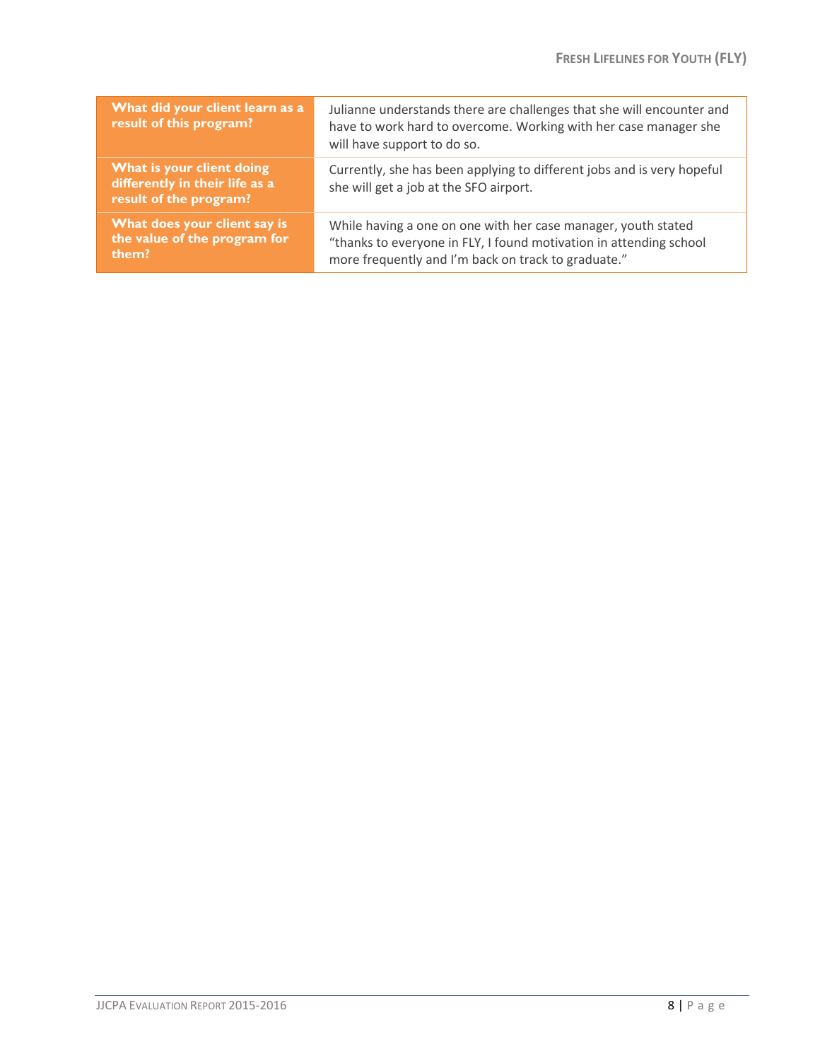| | |
|---|---|
| **What did your client learn as a result of this program?** | Julianne understands there are challenges that she will encounter and have to work hard to overcome. Working with her case manager she will have support to do so. |
| **What is your client doing differently in their life as a result of the program?** | Currently, she has been applying to different jobs and is very hopeful she will get a job at the SFO airport. |
| **What does your client say is the value of the program for them?** | While having a one on one with her case manager, youth stated "thanks to everyone in FLY, I found motivation in attending school more frequently and I'm back on track to graduate." |